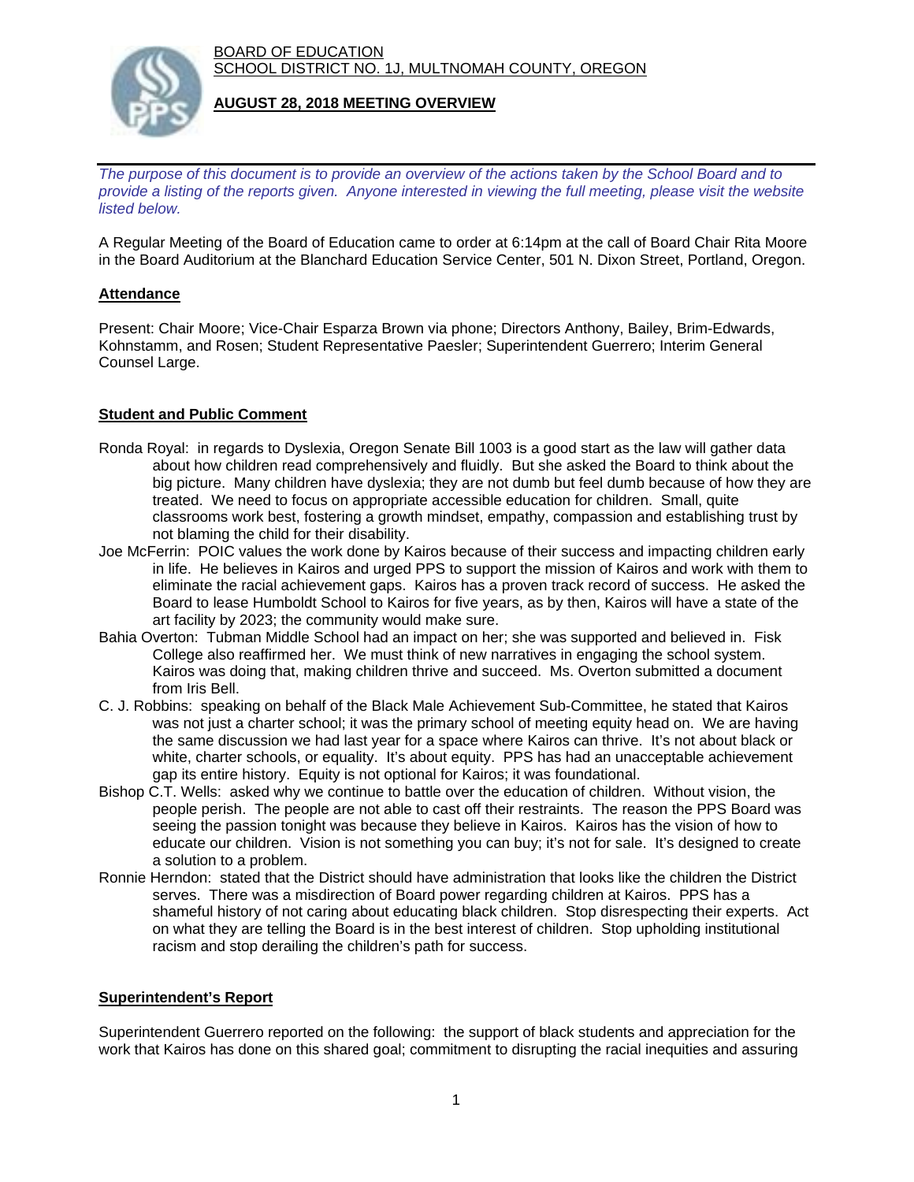BOARD OF EDUCATION
SCHOOL DISTRICT NO. 1J, MULTNOMAH COUNTY, OREGON

**AUGUST 28, 2018 MEETING OVERVIEW**

*The purpose of this document is to provide an overview of the actions taken by the School Board and to provide a listing of the reports given. Anyone interested in viewing the full meeting, please visit the website listed below.*

A Regular Meeting of the Board of Education came to order at 6:14pm at the call of Board Chair Rita Moore in the Board Auditorium at the Blanchard Education Service Center, 501 N. Dixon Street, Portland, Oregon.

## Attendance

Present: Chair Moore; Vice-Chair Esparza Brown via phone; Directors Anthony, Bailey, Brim-Edwards, Kohnstamm, and Rosen; Student Representative Paesler; Superintendent Guerrero; Interim General Counsel Large.

## Student and Public Comment

Ronda Royal: in regards to Dyslexia, Oregon Senate Bill 1003 is a good start as the law will gather data about how children read comprehensively and fluidly. But she asked the Board to think about the big picture. Many children have dyslexia; they are not dumb but feel dumb because of how they are treated. We need to focus on appropriate accessible education for children. Small, quite classrooms work best, fostering a growth mindset, empathy, compassion and establishing trust by not blaming the child for their disability.

Joe McFerrin: POIC values the work done by Kairos because of their success and impacting children early in life. He believes in Kairos and urged PPS to support the mission of Kairos and work with them to eliminate the racial achievement gaps. Kairos has a proven track record of success. He asked the Board to lease Humboldt School to Kairos for five years, as by then, Kairos will have a state of the art facility by 2023; the community would make sure.

Bahia Overton: Tubman Middle School had an impact on her; she was supported and believed in. Fisk College also reaffirmed her. We must think of new narratives in engaging the school system. Kairos was doing that, making children thrive and succeed. Ms. Overton submitted a document from Iris Bell.

C. J. Robbins: speaking on behalf of the Black Male Achievement Sub-Committee, he stated that Kairos was not just a charter school; it was the primary school of meeting equity head on. We are having the same discussion we had last year for a space where Kairos can thrive. It's not about black or white, charter schools, or equality. It's about equity. PPS has had an unacceptable achievement gap its entire history. Equity is not optional for Kairos; it was foundational.

Bishop C.T. Wells: asked why we continue to battle over the education of children. Without vision, the people perish. The people are not able to cast off their restraints. The reason the PPS Board was seeing the passion tonight was because they believe in Kairos. Kairos has the vision of how to educate our children. Vision is not something you can buy; it's not for sale. It's designed to create a solution to a problem.

Ronnie Herndon: stated that the District should have administration that looks like the children the District serves. There was a misdirection of Board power regarding children at Kairos. PPS has a shameful history of not caring about educating black children. Stop disrespecting their experts. Act on what they are telling the Board is in the best interest of children. Stop upholding institutional racism and stop derailing the children's path for success.

## Superintendent's Report

Superintendent Guerrero reported on the following: the support of black students and appreciation for the work that Kairos has done on this shared goal; commitment to disrupting the racial inequities and assuring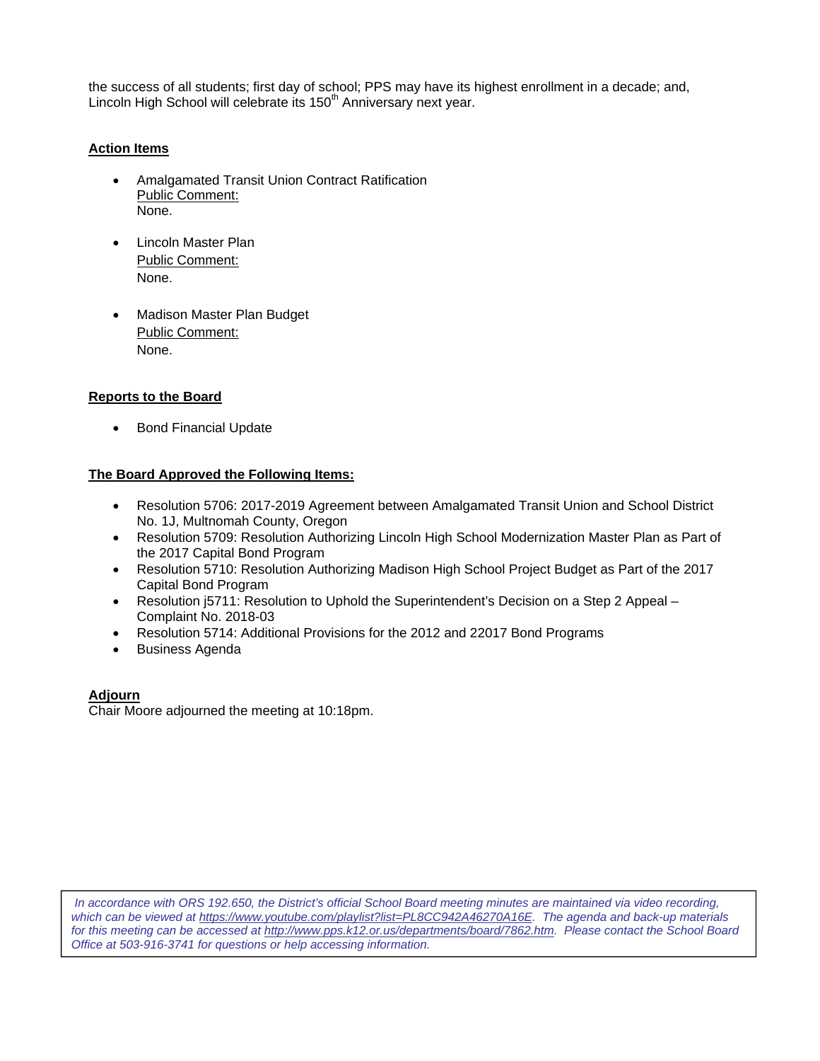the success of all students; first day of school; PPS may have its highest enrollment in a decade; and, Lincoln High School will celebrate its 150th Anniversary next year.

**Action Items**

- Amalgamated Transit Union Contract Ratification
  Public Comment:
  None.

- Lincoln Master Plan
  Public Comment:
  None.

- Madison Master Plan Budget
  Public Comment:
  None.

**Reports to the Board**

- Bond Financial Update

**The Board Approved the Following Items:**

- Resolution 5706: 2017-2019 Agreement between Amalgamated Transit Union and School District No. 1J, Multnomah County, Oregon
- Resolution 5709: Resolution Authorizing Lincoln High School Modernization Master Plan as Part of the 2017 Capital Bond Program
- Resolution 5710: Resolution Authorizing Madison High School Project Budget as Part of the 2017 Capital Bond Program
- Resolution j5711: Resolution to Uphold the Superintendent's Decision on a Step 2 Appeal – Complaint No. 2018-03
- Resolution 5714: Additional Provisions for the 2012 and 22017 Bond Programs
- Business Agenda

**Adjourn**

Chair Moore adjourned the meeting at 10:18pm.

*In accordance with ORS 192.650, the District's official School Board meeting minutes are maintained via video recording, which can be viewed at https://www.youtube.com/playlist?list=PL8CC942A46270A16E. The agenda and back-up materials for this meeting can be accessed at http://www.pps.k12.or.us/departments/board/7862.htm. Please contact the School Board Office at 503-916-3741 for questions or help accessing information.*